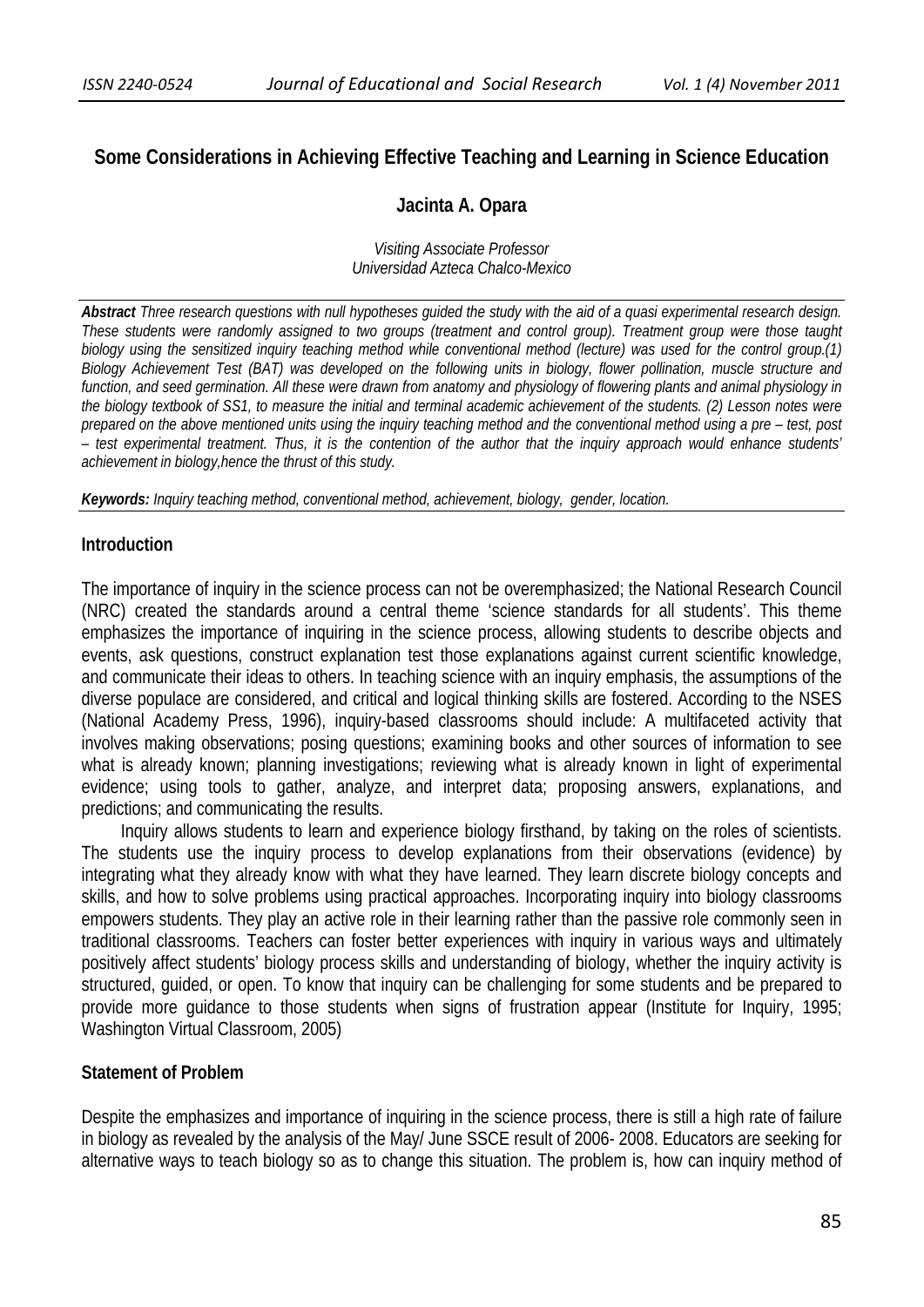# Some Considerations in Achieving Effective Teaching and Learning in Science Education

**Jacinta A. Opara**

*Visiting Associate Professor*
*Universidad Azteca Chalco-Mexico*

***Abstract*** *Three research questions with null hypotheses guided the study with the aid of a quasi experimental research design. These students were randomly assigned to two groups (treatment and control group). Treatment group were those taught biology using the sensitized inquiry teaching method while conventional method (lecture) was used for the control group.(1) Biology Achievement Test (BAT) was developed on the following units in biology, flower pollination, muscle structure and function, and seed germination. All these were drawn from anatomy and physiology of flowering plants and animal physiology in the biology textbook of SS1, to measure the initial and terminal academic achievement of the students. (2) Lesson notes were prepared on the above mentioned units using the inquiry teaching method and the conventional method using a pre – test, post – test experimental treatment. Thus, it is the contention of the author that the inquiry approach would enhance students' achievement in biology,hence the thrust of this study.*

***Keywords:*** *Inquiry teaching method, conventional method, achievement, biology, gender, location.*

## Introduction

The importance of inquiry in the science process can not be overemphasized; the National Research Council (NRC) created the standards around a central theme 'science standards for all students'. This theme emphasizes the importance of inquiring in the science process, allowing students to describe objects and events, ask questions, construct explanation test those explanations against current scientific knowledge, and communicate their ideas to others. In teaching science with an inquiry emphasis, the assumptions of the diverse populace are considered, and critical and logical thinking skills are fostered. According to the NSES (National Academy Press, 1996), inquiry-based classrooms should include: A multifaceted activity that involves making observations; posing questions; examining books and other sources of information to see what is already known; planning investigations; reviewing what is already known in light of experimental evidence; using tools to gather, analyze, and interpret data; proposing answers, explanations, and predictions; and communicating the results.

Inquiry allows students to learn and experience biology firsthand, by taking on the roles of scientists. The students use the inquiry process to develop explanations from their observations (evidence) by integrating what they already know with what they have learned. They learn discrete biology concepts and skills, and how to solve problems using practical approaches. Incorporating inquiry into biology classrooms empowers students. They play an active role in their learning rather than the passive role commonly seen in traditional classrooms. Teachers can foster better experiences with inquiry in various ways and ultimately positively affect students' biology process skills and understanding of biology, whether the inquiry activity is structured, guided, or open. To know that inquiry can be challenging for some students and be prepared to provide more guidance to those students when signs of frustration appear (Institute for Inquiry, 1995; Washington Virtual Classroom, 2005)

## Statement of Problem

Despite the emphasizes and importance of inquiring in the science process, there is still a high rate of failure in biology as revealed by the analysis of the May/ June SSCE result of 2006- 2008. Educators are seeking for alternative ways to teach biology so as to change this situation. The problem is, how can inquiry method of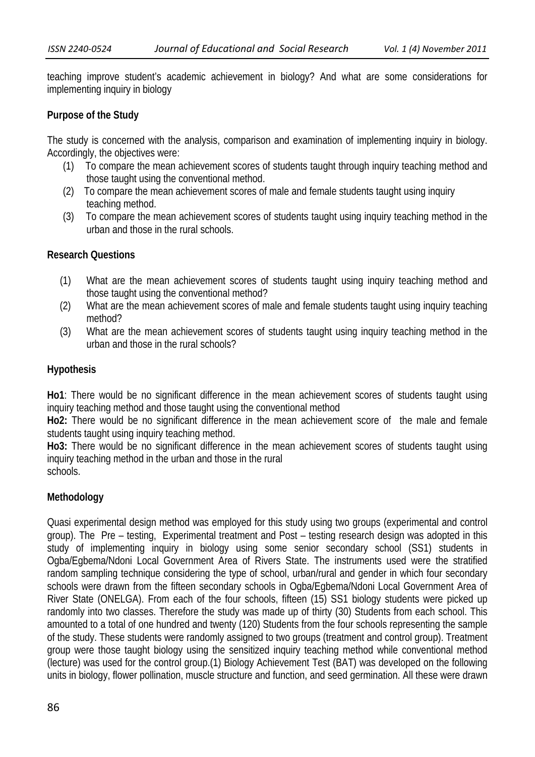teaching improve student's academic achievement in biology? And what are some considerations for implementing inquiry in biology

**Purpose of the Study**

The study is concerned with the analysis, comparison and examination of implementing inquiry in biology. Accordingly, the objectives were:

(1) To compare the mean achievement scores of students taught through inquiry teaching method and those taught using the conventional method.
(2) To compare the mean achievement scores of male and female students taught using inquiry teaching method.
(3) To compare the mean achievement scores of students taught using inquiry teaching method in the urban and those in the rural schools.

**Research Questions**

(1) What are the mean achievement scores of students taught using inquiry teaching method and those taught using the conventional method?
(2) What are the mean achievement scores of male and female students taught using inquiry teaching method?
(3) What are the mean achievement scores of students taught using inquiry teaching method in the urban and those in the rural schools?

**Hypothesis**

**Ho1**: There would be no significant difference in the mean achievement scores of students taught using inquiry teaching method and those taught using the conventional method

**Ho2:** There would be no significant difference in the mean achievement score of the male and female students taught using inquiry teaching method.

**Ho3:** There would be no significant difference in the mean achievement scores of students taught using inquiry teaching method in the urban and those in the rural schools.

**Methodology**

Quasi experimental design method was employed for this study using two groups (experimental and control group). The Pre – testing, Experimental treatment and Post – testing research design was adopted in this study of implementing inquiry in biology using some senior secondary school (SS1) students in Ogba/Egbema/Ndoni Local Government Area of Rivers State. The instruments used were the stratified random sampling technique considering the type of school, urban/rural and gender in which four secondary schools were drawn from the fifteen secondary schools in Ogba/Egbema/Ndoni Local Government Area of River State (ONELGA). From each of the four schools, fifteen (15) SS1 biology students were picked up randomly into two classes. Therefore the study was made up of thirty (30) Students from each school. This amounted to a total of one hundred and twenty (120) Students from the four schools representing the sample of the study. These students were randomly assigned to two groups (treatment and control group). Treatment group were those taught biology using the sensitized inquiry teaching method while conventional method (lecture) was used for the control group.(1) Biology Achievement Test (BAT) was developed on the following units in biology, flower pollination, muscle structure and function, and seed germination. All these were drawn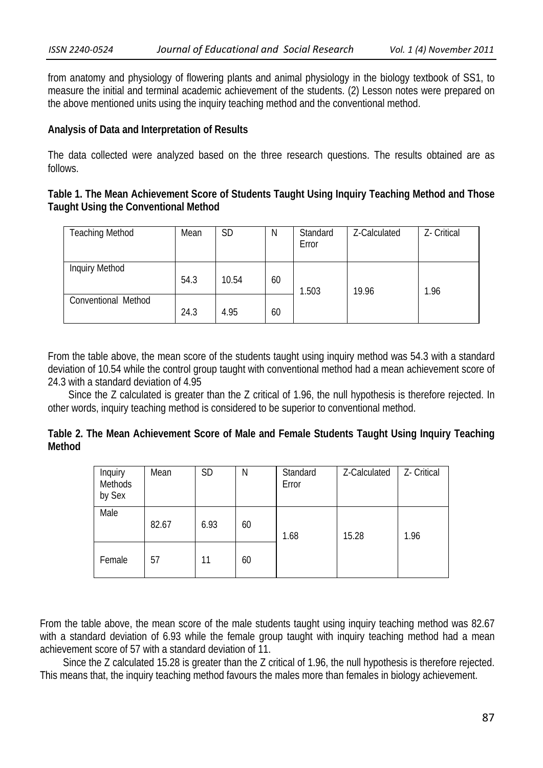from anatomy and physiology of flowering plants and animal physiology in the biology textbook of SS1, to measure the initial and terminal academic achievement of the students. (2) Lesson notes were prepared on the above mentioned units using the inquiry teaching method and the conventional method.

**Analysis of Data and Interpretation of Results**

The data collected were analyzed based on the three research questions. The results obtained are as follows.

**Table 1. The Mean Achievement Score of Students Taught Using Inquiry Teaching Method and Those Taught Using the Conventional Method**

| Teaching Method | Mean | SD | N | Standard Error | Z-Calculated | Z- Critical |
|---|---|---|---|---|---|---|
| Inquiry Method | 54.3 | 10.54 | 60 | 1.503 | 19.96 | 1.96 |
| Conventional Method | 24.3 | 4.95 | 60 | | | |

From the table above, the mean score of the students taught using inquiry method was 54.3 with a standard deviation of 10.54 while the control group taught with conventional method had a mean achievement score of 24.3 with a standard deviation of 4.95

Since the Z calculated is greater than the Z critical of 1.96, the null hypothesis is therefore rejected. In other words, inquiry teaching method is considered to be superior to conventional method.

**Table 2. The Mean Achievement Score of Male and Female Students Taught Using Inquiry Teaching Method**

| Inquiry Methods by Sex | Mean | SD | N | Standard Error | Z-Calculated | Z- Critical |
|---|---|---|---|---|---|---|
| Male | 82.67 | 6.93 | 60 | 1.68 | 15.28 | 1.96 |
| Female | 57 | 11 | 60 | | | |

From the table above, the mean score of the male students taught using inquiry teaching method was 82.67 with a standard deviation of 6.93 while the female group taught with inquiry teaching method had a mean achievement score of 57 with a standard deviation of 11.

Since the Z calculated 15.28 is greater than the Z critical of 1.96, the null hypothesis is therefore rejected. This means that, the inquiry teaching method favours the males more than females in biology achievement.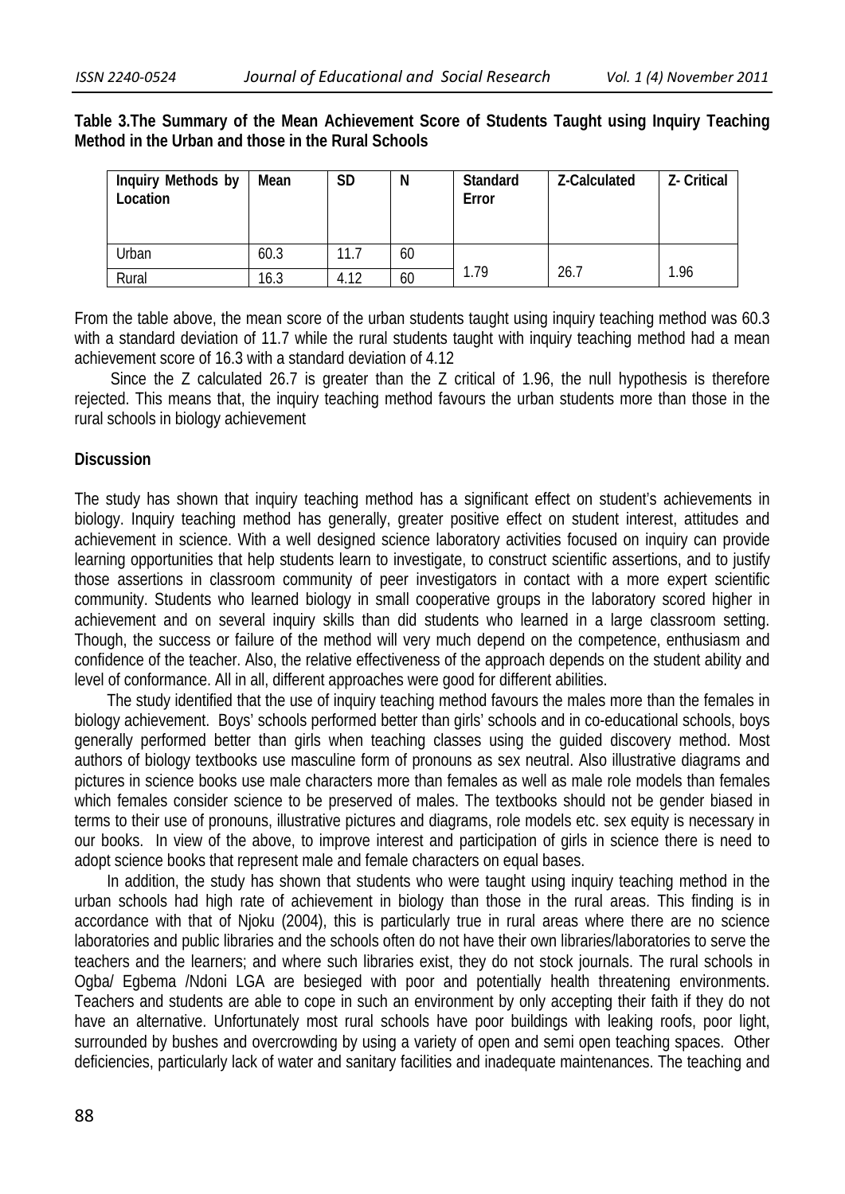**Table 3.The Summary of the Mean Achievement Score of Students Taught using Inquiry Teaching Method in the Urban and those in the Rural Schools**

| Inquiry Methods by Location | Mean | SD | N | Standard Error | Z-Calculated | Z- Critical |
|---|---|---|---|---|---|---|
| Urban | 60.3 | 11.7 | 60 | 1.79 | 26.7 | 1.96 |
| Rural | 16.3 | 4.12 | 60 | | | |

From the table above, the mean score of the urban students taught using inquiry teaching method was 60.3 with a standard deviation of 11.7 while the rural students taught with inquiry teaching method had a mean achievement score of 16.3 with a standard deviation of 4.12

Since the Z calculated 26.7 is greater than the Z critical of 1.96, the null hypothesis is therefore rejected. This means that, the inquiry teaching method favours the urban students more than those in the rural schools in biology achievement

## Discussion

The study has shown that inquiry teaching method has a significant effect on student's achievements in biology. Inquiry teaching method has generally, greater positive effect on student interest, attitudes and achievement in science. With a well designed science laboratory activities focused on inquiry can provide learning opportunities that help students learn to investigate, to construct scientific assertions, and to justify those assertions in classroom community of peer investigators in contact with a more expert scientific community. Students who learned biology in small cooperative groups in the laboratory scored higher in achievement and on several inquiry skills than did students who learned in a large classroom setting. Though, the success or failure of the method will very much depend on the competence, enthusiasm and confidence of the teacher. Also, the relative effectiveness of the approach depends on the student ability and level of conformance. All in all, different approaches were good for different abilities.

The study identified that the use of inquiry teaching method favours the males more than the females in biology achievement. Boys' schools performed better than girls' schools and in co-educational schools, boys generally performed better than girls when teaching classes using the guided discovery method. Most authors of biology textbooks use masculine form of pronouns as sex neutral. Also illustrative diagrams and pictures in science books use male characters more than females as well as male role models than females which females consider science to be preserved of males. The textbooks should not be gender biased in terms to their use of pronouns, illustrative pictures and diagrams, role models etc. sex equity is necessary in our books. In view of the above, to improve interest and participation of girls in science there is need to adopt science books that represent male and female characters on equal bases.

In addition, the study has shown that students who were taught using inquiry teaching method in the urban schools had high rate of achievement in biology than those in the rural areas. This finding is in accordance with that of Njoku (2004), this is particularly true in rural areas where there are no science laboratories and public libraries and the schools often do not have their own libraries/laboratories to serve the teachers and the learners; and where such libraries exist, they do not stock journals. The rural schools in Ogba/ Egbema /Ndoni LGA are besieged with poor and potentially health threatening environments. Teachers and students are able to cope in such an environment by only accepting their faith if they do not have an alternative. Unfortunately most rural schools have poor buildings with leaking roofs, poor light, surrounded by bushes and overcrowding by using a variety of open and semi open teaching spaces. Other deficiencies, particularly lack of water and sanitary facilities and inadequate maintenances. The teaching and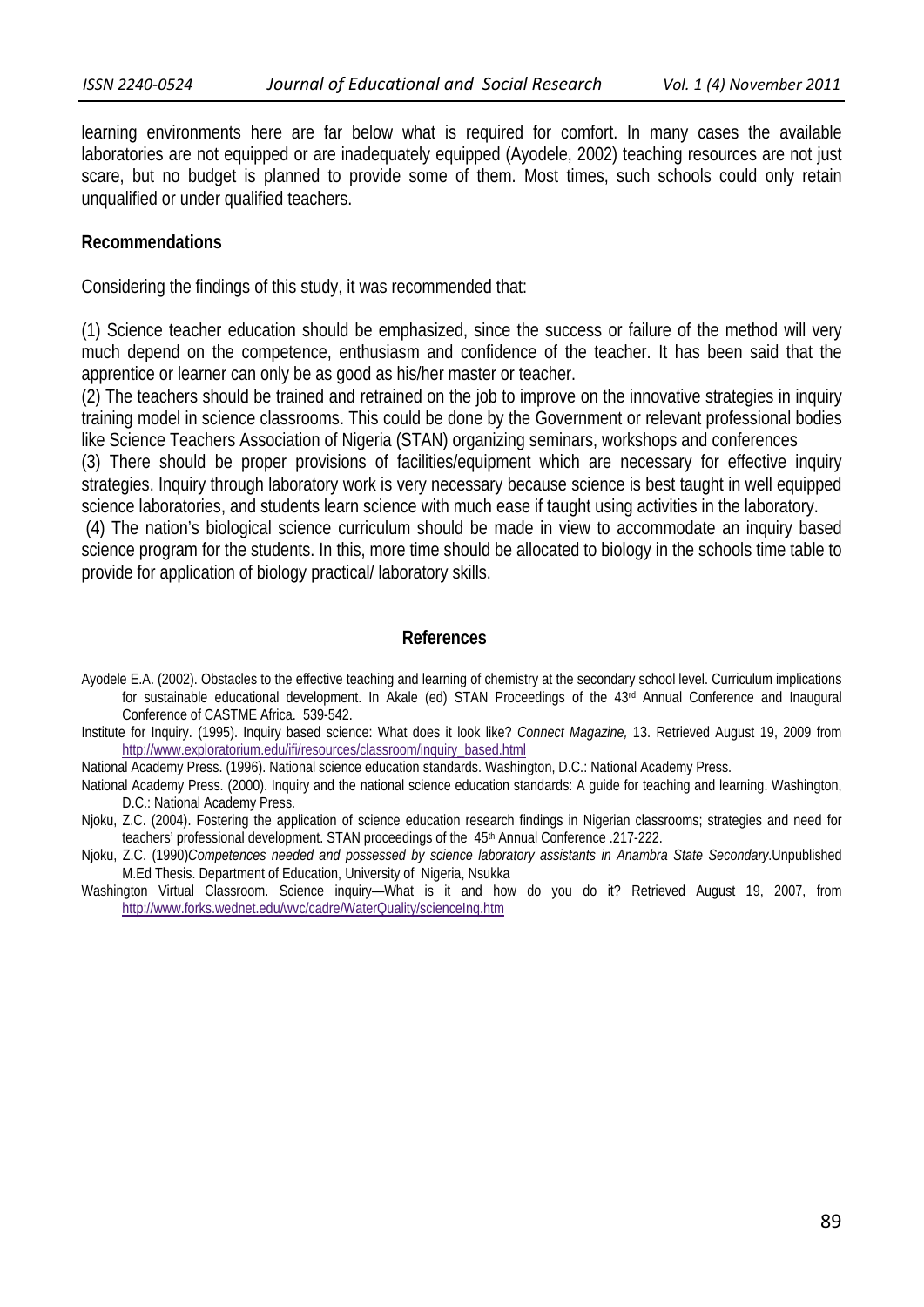learning environments here are far below what is required for comfort. In many cases the available laboratories are not equipped or are inadequately equipped (Ayodele, 2002) teaching resources are not just scare, but no budget is planned to provide some of them. Most times, such schools could only retain unqualified or under qualified teachers.

## Recommendations

Considering the findings of this study, it was recommended that:

(1) Science teacher education should be emphasized, since the success or failure of the method will very much depend on the competence, enthusiasm and confidence of the teacher. It has been said that the apprentice or learner can only be as good as his/her master or teacher.

(2) The teachers should be trained and retrained on the job to improve on the innovative strategies in inquiry training model in science classrooms. This could be done by the Government or relevant professional bodies like Science Teachers Association of Nigeria (STAN) organizing seminars, workshops and conferences

(3) There should be proper provisions of facilities/equipment which are necessary for effective inquiry strategies. Inquiry through laboratory work is very necessary because science is best taught in well equipped science laboratories, and students learn science with much ease if taught using activities in the laboratory.

(4) The nation's biological science curriculum should be made in view to accommodate an inquiry based science program for the students. In this, more time should be allocated to biology in the schools time table to provide for application of biology practical/ laboratory skills.

## References

Ayodele E.A. (2002). Obstacles to the effective teaching and learning of chemistry at the secondary school level. Curriculum implications for sustainable educational development. In Akale (ed) STAN Proceedings of the 43rd Annual Conference and Inaugural Conference of CASTME Africa. 539-542.

Institute for Inquiry. (1995). Inquiry based science: What does it look like? *Connect Magazine,* 13. Retrieved August 19, 2009 from http://www.exploratorium.edu/ifi/resources/classroom/inquiry_based.html

National Academy Press. (1996). National science education standards. Washington, D.C.: National Academy Press.

National Academy Press. (2000). Inquiry and the national science education standards: A guide for teaching and learning. Washington, D.C.: National Academy Press.

Njoku, Z.C. (2004). Fostering the application of science education research findings in Nigerian classrooms; strategies and need for teachers' professional development. STAN proceedings of the 45th Annual Conference .217-222.

Njoku, Z.C. (1990)*Competences needed and possessed by science laboratory assistants in Anambra State Secondary.*Unpublished M.Ed Thesis. Department of Education, University of Nigeria, Nsukka

Washington Virtual Classroom. Science inquiry—What is it and how do you do it? Retrieved August 19, 2007, from http://www.forks.wednet.edu/wvc/cadre/WaterQuality/scienceInq.htm